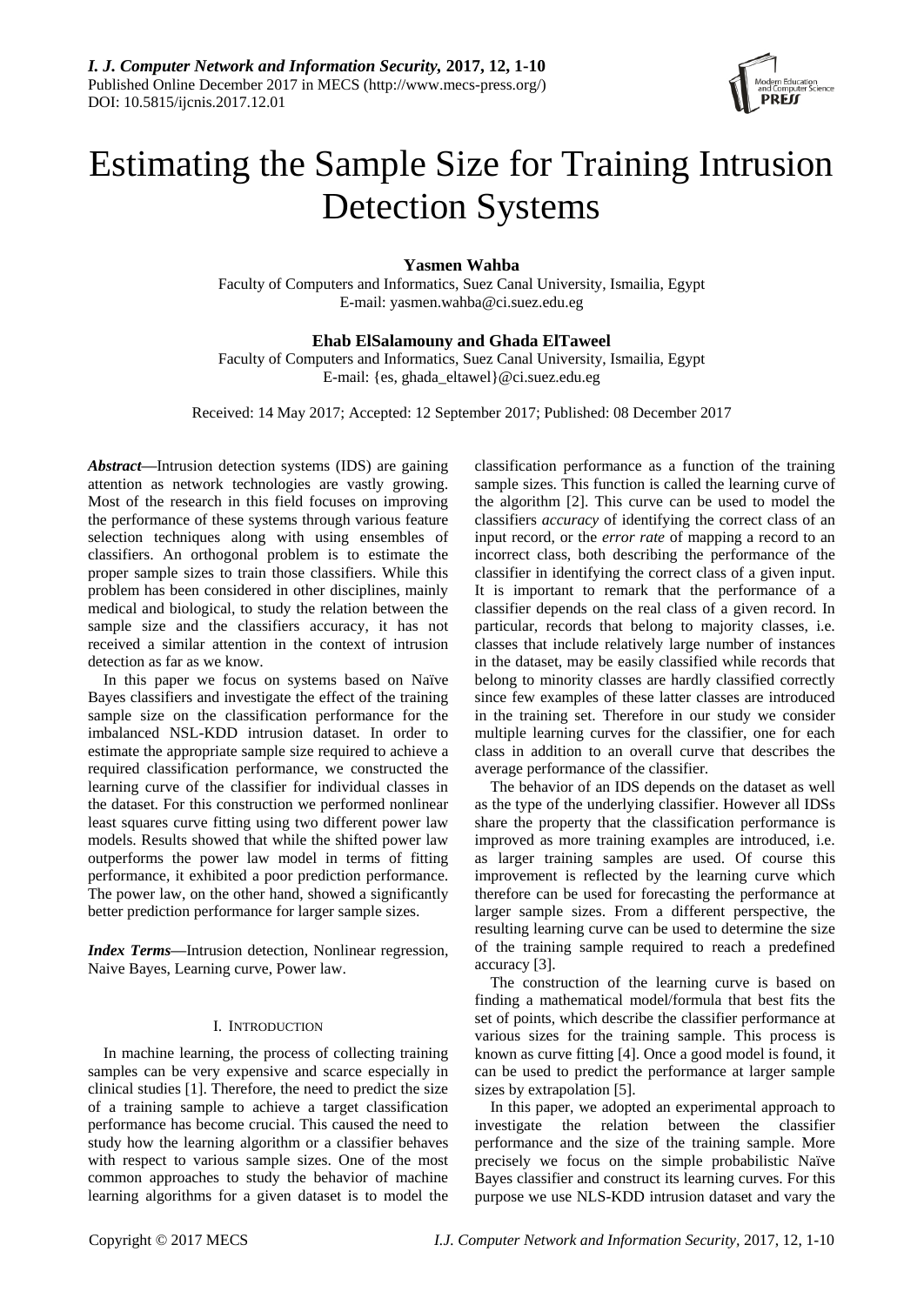# Estimating the Sample Size for Training Intrusion Detection Systems

**Yasmen Wahba**

Faculty of Computers and Informatics, Suez Canal University, Ismailia, Egypt
E-mail: yasmen.wahba@ci.suez.edu.eg

**Ehab ElSalamouny and Ghada ElTaweel**

Faculty of Computers and Informatics, Suez Canal University, Ismailia, Egypt
E-mail: {es, ghada_eltawel}@ci.suez.edu.eg

Received: 14 May 2017; Accepted: 12 September 2017; Published: 08 December 2017

***Abstract*****—**Intrusion detection systems (IDS) are gaining attention as network technologies are vastly growing. Most of the research in this field focuses on improving the performance of these systems through various feature selection techniques along with using ensembles of classifiers. An orthogonal problem is to estimate the proper sample sizes to train those classifiers. While this problem has been considered in other disciplines, mainly medical and biological, to study the relation between the sample size and the classifiers accuracy, it has not received a similar attention in the context of intrusion detection as far as we know.

In this paper we focus on systems based on Naïve Bayes classifiers and investigate the effect of the training sample size on the classification performance for the imbalanced NSL-KDD intrusion dataset. In order to estimate the appropriate sample size required to achieve a required classification performance, we constructed the learning curve of the classifier for individual classes in the dataset. For this construction we performed nonlinear least squares curve fitting using two different power law models. Results showed that while the shifted power law outperforms the power law model in terms of fitting performance, it exhibited a poor prediction performance. The power law, on the other hand, showed a significantly better prediction performance for larger sample sizes.

***Index Terms*****—**Intrusion detection, Nonlinear regression, Naive Bayes, Learning curve, Power law.

## I. Introduction

In machine learning, the process of collecting training samples can be very expensive and scarce especially in clinical studies [1]. Therefore, the need to predict the size of a training sample to achieve a target classification performance has become crucial. This caused the need to study how the learning algorithm or a classifier behaves with respect to various sample sizes. One of the most common approaches to study the behavior of machine learning algorithms for a given dataset is to model the classification performance as a function of the training sample sizes. This function is called the learning curve of the algorithm [2]. This curve can be used to model the classifiers *accuracy* of identifying the correct class of an input record, or the *error rate* of mapping a record to an incorrect class, both describing the performance of the classifier in identifying the correct class of a given input. It is important to remark that the performance of a classifier depends on the real class of a given record. In particular, records that belong to majority classes, i.e. classes that include relatively large number of instances in the dataset, may be easily classified while records that belong to minority classes are hardly classified correctly since few examples of these latter classes are introduced in the training set. Therefore in our study we consider multiple learning curves for the classifier, one for each class in addition to an overall curve that describes the average performance of the classifier.

The behavior of an IDS depends on the dataset as well as the type of the underlying classifier. However all IDSs share the property that the classification performance is improved as more training examples are introduced, i.e. as larger training samples are used. Of course this improvement is reflected by the learning curve which therefore can be used for forecasting the performance at larger sample sizes. From a different perspective, the resulting learning curve can be used to determine the size of the training sample required to reach a predefined accuracy [3].

The construction of the learning curve is based on finding a mathematical model/formula that best fits the set of points, which describe the classifier performance at various sizes for the training sample. This process is known as curve fitting [4]. Once a good model is found, it can be used to predict the performance at larger sample sizes by extrapolation [5].

In this paper, we adopted an experimental approach to investigate the relation between the classifier performance and the size of the training sample. More precisely we focus on the simple probabilistic Naïve Bayes classifier and construct its learning curves. For this purpose we use NLS-KDD intrusion dataset and vary the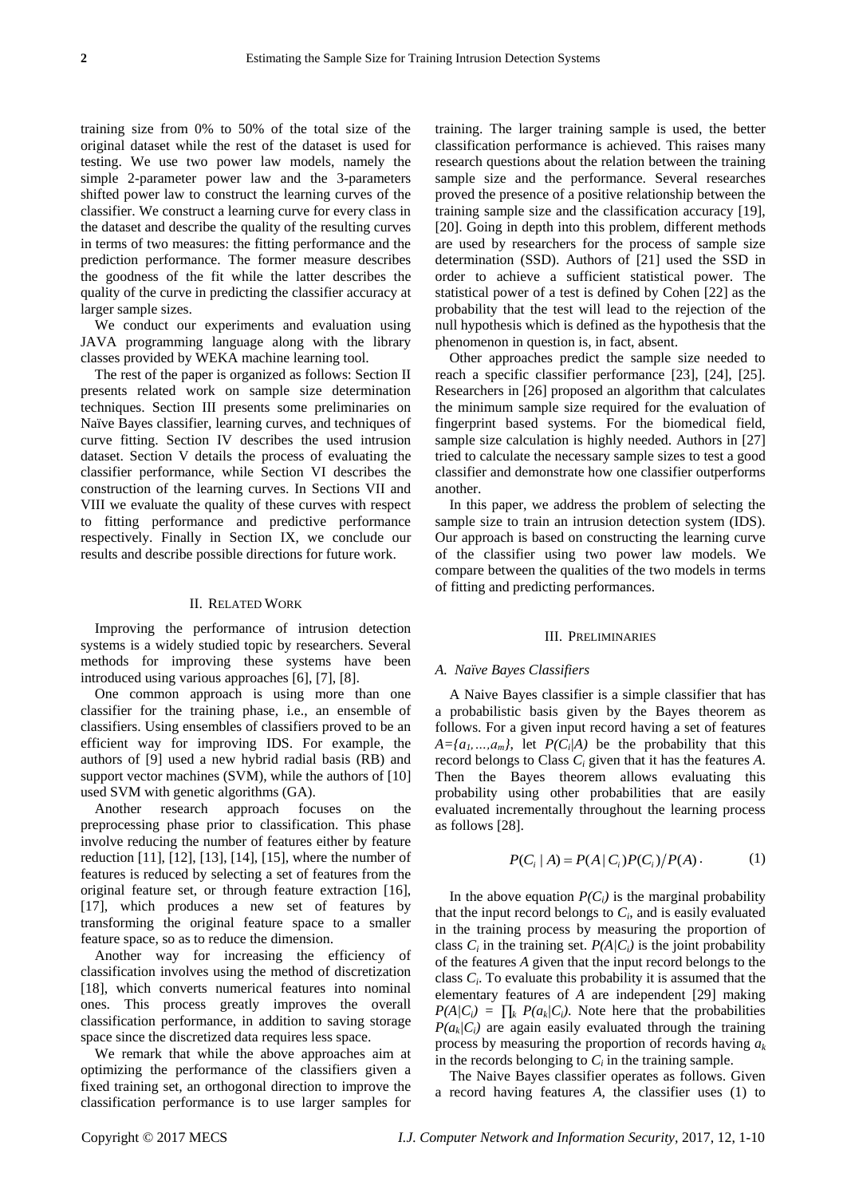training size from 0% to 50% of the total size of the original dataset while the rest of the dataset is used for testing. We use two power law models, namely the simple 2-parameter power law and the 3-parameters shifted power law to construct the learning curves of the classifier. We construct a learning curve for every class in the dataset and describe the quality of the resulting curves in terms of two measures: the fitting performance and the prediction performance. The former measure describes the goodness of the fit while the latter describes the quality of the curve in predicting the classifier accuracy at larger sample sizes.

We conduct our experiments and evaluation using JAVA programming language along with the library classes provided by WEKA machine learning tool.

The rest of the paper is organized as follows: Section II presents related work on sample size determination techniques. Section III presents some preliminaries on Naïve Bayes classifier, learning curves, and techniques of curve fitting. Section IV describes the used intrusion dataset. Section V details the process of evaluating the classifier performance, while Section VI describes the construction of the learning curves. In Sections VII and VIII we evaluate the quality of these curves with respect to fitting performance and predictive performance respectively. Finally in Section IX, we conclude our results and describe possible directions for future work.

## II. Related Work

Improving the performance of intrusion detection systems is a widely studied topic by researchers. Several methods for improving these systems have been introduced using various approaches [6], [7], [8].

One common approach is using more than one classifier for the training phase, i.e., an ensemble of classifiers. Using ensembles of classifiers proved to be an efficient way for improving IDS. For example, the authors of [9] used a new hybrid radial basis (RB) and support vector machines (SVM), while the authors of [10] used SVM with genetic algorithms (GA).

Another research approach focuses on the preprocessing phase prior to classification. This phase involve reducing the number of features either by feature reduction [11], [12], [13], [14], [15], where the number of features is reduced by selecting a set of features from the original feature set, or through feature extraction [16], [17], which produces a new set of features by transforming the original feature space to a smaller feature space, so as to reduce the dimension.

Another way for increasing the efficiency of classification involves using the method of discretization [18], which converts numerical features into nominal ones. This process greatly improves the overall classification performance, in addition to saving storage space since the discretized data requires less space.

We remark that while the above approaches aim at optimizing the performance of the classifiers given a fixed training set, an orthogonal direction to improve the classification performance is to use larger samples for training. The larger training sample is used, the better classification performance is achieved. This raises many research questions about the relation between the training sample size and the performance. Several researches proved the presence of a positive relationship between the training sample size and the classification accuracy [19], [20]. Going in depth into this problem, different methods are used by researchers for the process of sample size determination (SSD). Authors of [21] used the SSD in order to achieve a sufficient statistical power. The statistical power of a test is defined by Cohen [22] as the probability that the test will lead to the rejection of the null hypothesis which is defined as the hypothesis that the phenomenon in question is, in fact, absent.

Other approaches predict the sample size needed to reach a specific classifier performance [23], [24], [25]. Researchers in [26] proposed an algorithm that calculates the minimum sample size required for the evaluation of fingerprint based systems. For the biomedical field, sample size calculation is highly needed. Authors in [27] tried to calculate the necessary sample sizes to test a good classifier and demonstrate how one classifier outperforms another.

In this paper, we address the problem of selecting the sample size to train an intrusion detection system (IDS). Our approach is based on constructing the learning curve of the classifier using two power law models. We compare between the qualities of the two models in terms of fitting and predicting performances.

## III. Preliminaries

### *A. Naïve Bayes Classifiers*

A Naive Bayes classifier is a simple classifier that has a probabilistic basis given by the Bayes theorem as follows. For a given input record having a set of features $A=\{a_1,\dots,a_m\}$, let $P(C_i|A)$ be the probability that this record belongs to Class $C_i$ given that it has the features $A$. Then the Bayes theorem allows evaluating this probability using other probabilities that are easily evaluated incrementally throughout the learning process as follows [28].

$$P(C_i \mid A) = P(A \mid C_i)P(C_i)/P(A). \qquad (1)$$

In the above equation $P(C_i)$ is the marginal probability that the input record belongs to $C_i$, and is easily evaluated in the training process by measuring the proportion of class $C_i$ in the training set. $P(A|C_i)$ is the joint probability of the features $A$ given that the input record belongs to the class $C_i$. To evaluate this probability it is assumed that the elementary features of $A$ are independent [29] making $P(A|C_i) = \prod_k P(a_k|C_i)$. Note here that the probabilities $P(a_k|C_i)$ are again easily evaluated through the training process by measuring the proportion of records having $a_k$ in the records belonging to $C_i$ in the training sample.

The Naive Bayes classifier operates as follows. Given a record having features $A$, the classifier uses (1) to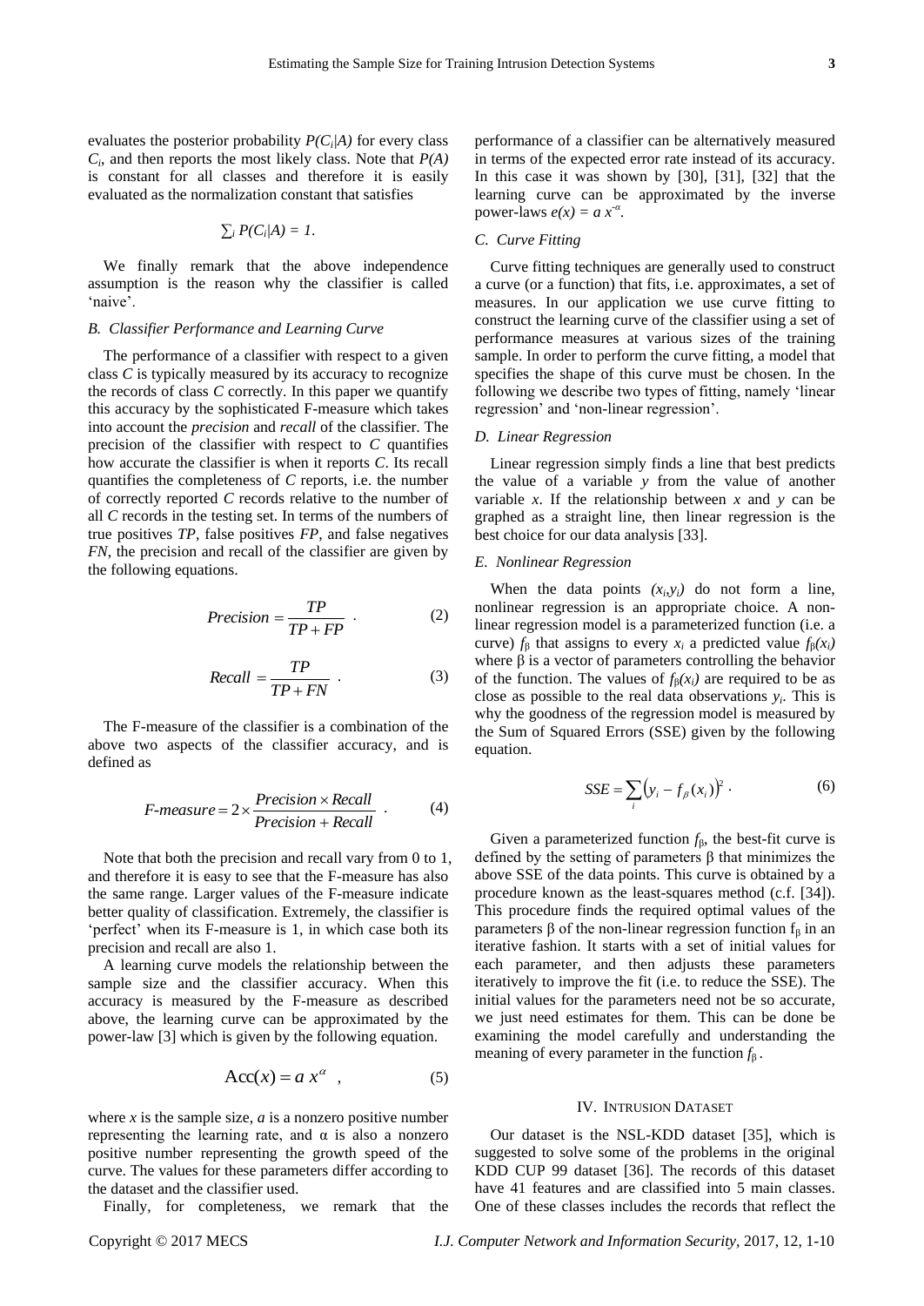evaluates the posterior probability $P(C_i|A)$ for every class $C_i$, and then reports the most likely class. Note that $P(A)$ is constant for all classes and therefore it is easily evaluated as the normalization constant that satisfies

$$\sum_i P(C_i|A) = 1.$$

We finally remark that the above independence assumption is the reason why the classifier is called 'naive'.

### *B. Classifier Performance and Learning Curve*

The performance of a classifier with respect to a given class $C$ is typically measured by its accuracy to recognize the records of class $C$ correctly. In this paper we quantify this accuracy by the sophisticated F-measure which takes into account the *precision* and *recall* of the classifier. The precision of the classifier with respect to $C$ quantifies how accurate the classifier is when it reports $C$. Its recall quantifies the completeness of $C$ reports, i.e. the number of correctly reported $C$ records relative to the number of all $C$ records in the testing set. In terms of the numbers of true positives $TP$, false positives $FP$, and false negatives $FN$, the precision and recall of the classifier are given by the following equations.

$$Precision = \frac{TP}{TP + FP} \quad . \tag{2}$$

$$Recall = \frac{TP}{TP + FN} \quad . \tag{3}$$

The F-measure of the classifier is a combination of the above two aspects of the classifier accuracy, and is defined as

$$F\text{-}measure = 2 \times \frac{Precision \times Recall}{Precision + Recall} \quad . \tag{4}$$

Note that both the precision and recall vary from 0 to 1, and therefore it is easy to see that the F-measure has also the same range. Larger values of the F-measure indicate better quality of classification. Extremely, the classifier is 'perfect' when its F-measure is 1, in which case both its precision and recall are also 1.

A learning curve models the relationship between the sample size and the classifier accuracy. When this accuracy is measured by the F-measure as described above, the learning curve can be approximated by the power-law [3] which is given by the following equation.

$$\mathrm{Acc}(x) = a\, x^{\alpha} \quad , \tag{5}$$

where $x$ is the sample size, $a$ is a nonzero positive number representing the learning rate, and $\alpha$ is also a nonzero positive number representing the growth speed of the curve. The values for these parameters differ according to the dataset and the classifier used.

Finally, for completeness, we remark that the performance of a classifier can be alternatively measured in terms of the expected error rate instead of its accuracy. In this case it was shown by [30], [31], [32] that the learning curve can be approximated by the inverse power-laws $e(x) = a\, x^{-\alpha}$.

### *C. Curve Fitting*

Curve fitting techniques are generally used to construct a curve (or a function) that fits, i.e. approximates, a set of measures. In our application we use curve fitting to construct the learning curve of the classifier using a set of performance measures at various sizes of the training sample. In order to perform the curve fitting, a model that specifies the shape of this curve must be chosen. In the following we describe two types of fitting, namely 'linear regression' and 'non-linear regression'.

### *D. Linear Regression*

Linear regression simply finds a line that best predicts the value of a variable $y$ from the value of another variable $x$. If the relationship between $x$ and $y$ can be graphed as a straight line, then linear regression is the best choice for our data analysis [33].

### *E. Nonlinear Regression*

When the data points $(x_i, y_i)$ do not form a line, nonlinear regression is an appropriate choice. A non-linear regression model is a parameterized function (i.e. a curve) $f_\beta$ that assigns to every $x_i$ a predicted value $f_\beta(x_i)$ where $\beta$ is a vector of parameters controlling the behavior of the function. The values of $f_\beta(x_i)$ are required to be as close as possible to the real data observations $y_i$. This is why the goodness of the regression model is measured by the Sum of Squared Errors (SSE) given by the following equation.

$$SSE = \sum_i \left(y_i - f_\beta(x_i)\right)^2 \cdot \tag{6}$$

Given a parameterized function $f_\beta$, the best-fit curve is defined by the setting of parameters $\beta$ that minimizes the above SSE of the data points. This curve is obtained by a procedure known as the least-squares method (c.f. [34]). This procedure finds the required optimal values of the parameters $\beta$ of the non-linear regression function $f_\beta$ in an iterative fashion. It starts with a set of initial values for each parameter, and then adjusts these parameters iteratively to improve the fit (i.e. to reduce the SSE). The initial values for the parameters need not be so accurate, we just need estimates for them. This can be done be examining the model carefully and understanding the meaning of every parameter in the function $f_\beta$.

## IV. Intrusion Dataset

Our dataset is the NSL-KDD dataset [35], which is suggested to solve some of the problems in the original KDD CUP 99 dataset [36]. The records of this dataset have 41 features and are classified into 5 main classes. One of these classes includes the records that reflect the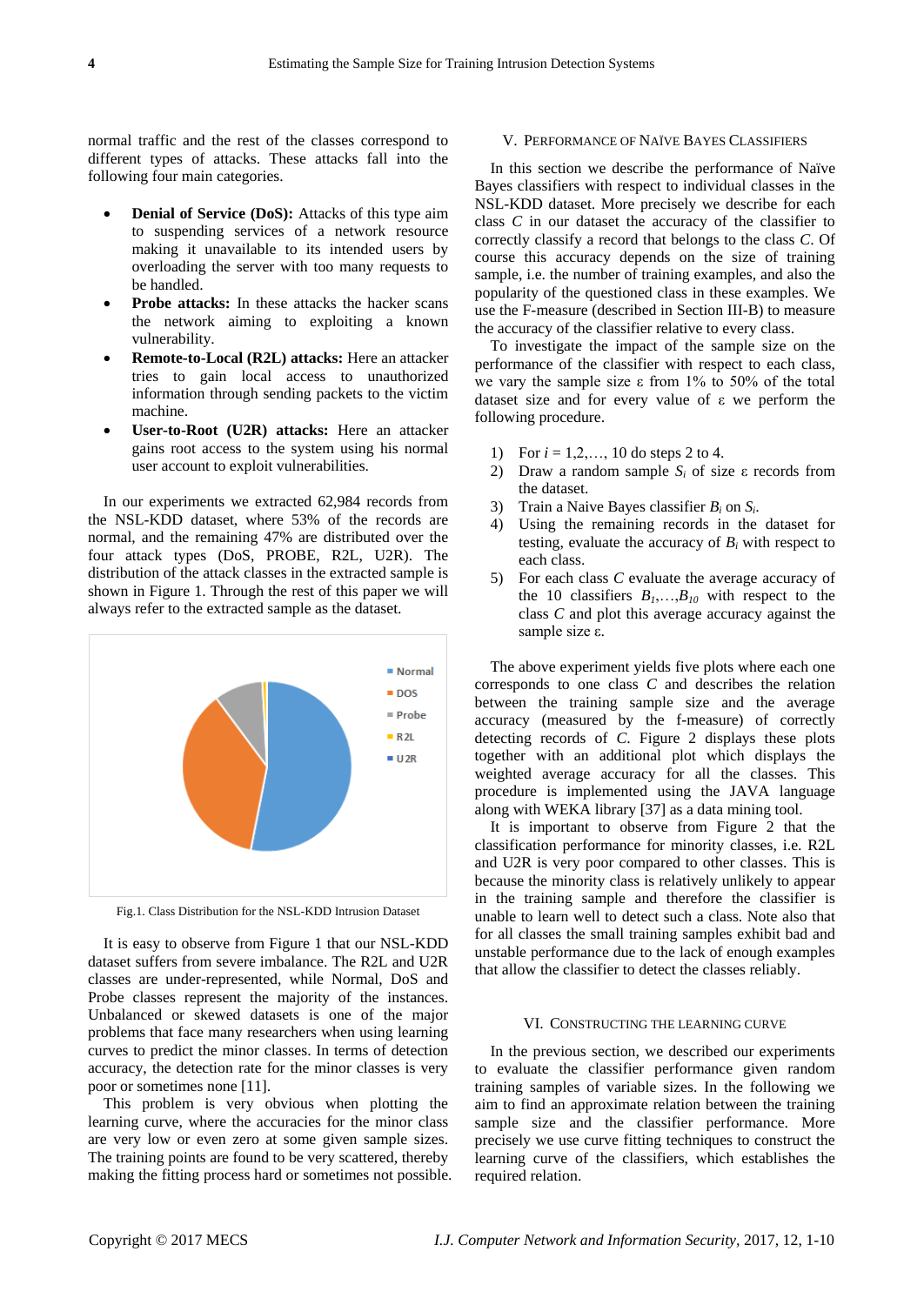normal traffic and the rest of the classes correspond to different types of attacks. These attacks fall into the following four main categories.

- **Denial of Service (DoS):** Attacks of this type aim to suspending services of a network resource making it unavailable to its intended users by overloading the server with too many requests to be handled.
- **Probe attacks:** In these attacks the hacker scans the network aiming to exploiting a known vulnerability.
- **Remote-to-Local (R2L) attacks:** Here an attacker tries to gain local access to unauthorized information through sending packets to the victim machine.
- **User-to-Root (U2R) attacks:** Here an attacker gains root access to the system using his normal user account to exploit vulnerabilities.

In our experiments we extracted 62,984 records from the NSL-KDD dataset, where 53% of the records are normal, and the remaining 47% are distributed over the four attack types (DoS, PROBE, R2L, U2R). The distribution of the attack classes in the extracted sample is shown in Figure 1. Through the rest of this paper we will always refer to the extracted sample as the dataset.

Fig.1. Class Distribution for the NSL-KDD Intrusion Dataset

It is easy to observe from Figure 1 that our NSL-KDD dataset suffers from severe imbalance. The R2L and U2R classes are under-represented, while Normal, DoS and Probe classes represent the majority of the instances. Unbalanced or skewed datasets is one of the major problems that face many researchers when using learning curves to predict the minor classes. In terms of detection accuracy, the detection rate for the minor classes is very poor or sometimes none [11].

This problem is very obvious when plotting the learning curve, where the accuracies for the minor class are very low or even zero at some given sample sizes. The training points are found to be very scattered, thereby making the fitting process hard or sometimes not possible.

## V. Performance of Naïve Bayes Classifiers

In this section we describe the performance of Naïve Bayes classifiers with respect to individual classes in the NSL-KDD dataset. More precisely we describe for each class *C* in our dataset the accuracy of the classifier to correctly classify a record that belongs to the class *C*. Of course this accuracy depends on the size of training sample, i.e. the number of training examples, and also the popularity of the questioned class in these examples. We use the F-measure (described in Section III-B) to measure the accuracy of the classifier relative to every class.

To investigate the impact of the sample size on the performance of the classifier with respect to each class, we vary the sample size $\varepsilon$ from 1% to 50% of the total dataset size and for every value of $\varepsilon$ we perform the following procedure.

1) For $i = 1,2,\ldots, 10$ do steps 2 to 4.
2) Draw a random sample $S_i$ of size $\varepsilon$ records from the dataset.
3) Train a Naive Bayes classifier $B_i$ on $S_i$.
4) Using the remaining records in the dataset for testing, evaluate the accuracy of $B_i$ with respect to each class.
5) For each class *C* evaluate the average accuracy of the 10 classifiers $B_1,\ldots,B_{10}$ with respect to the class *C* and plot this average accuracy against the sample size $\varepsilon$.

The above experiment yields five plots where each one corresponds to one class *C* and describes the relation between the training sample size and the average accuracy (measured by the f-measure) of correctly detecting records of *C*. Figure 2 displays these plots together with an additional plot which displays the weighted average accuracy for all the classes. This procedure is implemented using the JAVA language along with WEKA library [37] as a data mining tool.

It is important to observe from Figure 2 that the classification performance for minority classes, i.e. R2L and U2R is very poor compared to other classes. This is because the minority class is relatively unlikely to appear in the training sample and therefore the classifier is unable to learn well to detect such a class. Note also that for all classes the small training samples exhibit bad and unstable performance due to the lack of enough examples that allow the classifier to detect the classes reliably.

## VI. Constructing the Learning Curve

In the previous section, we described our experiments to evaluate the classifier performance given random training samples of variable sizes. In the following we aim to find an approximate relation between the training sample size and the classifier performance. More precisely we use curve fitting techniques to construct the learning curve of the classifiers, which establishes the required relation.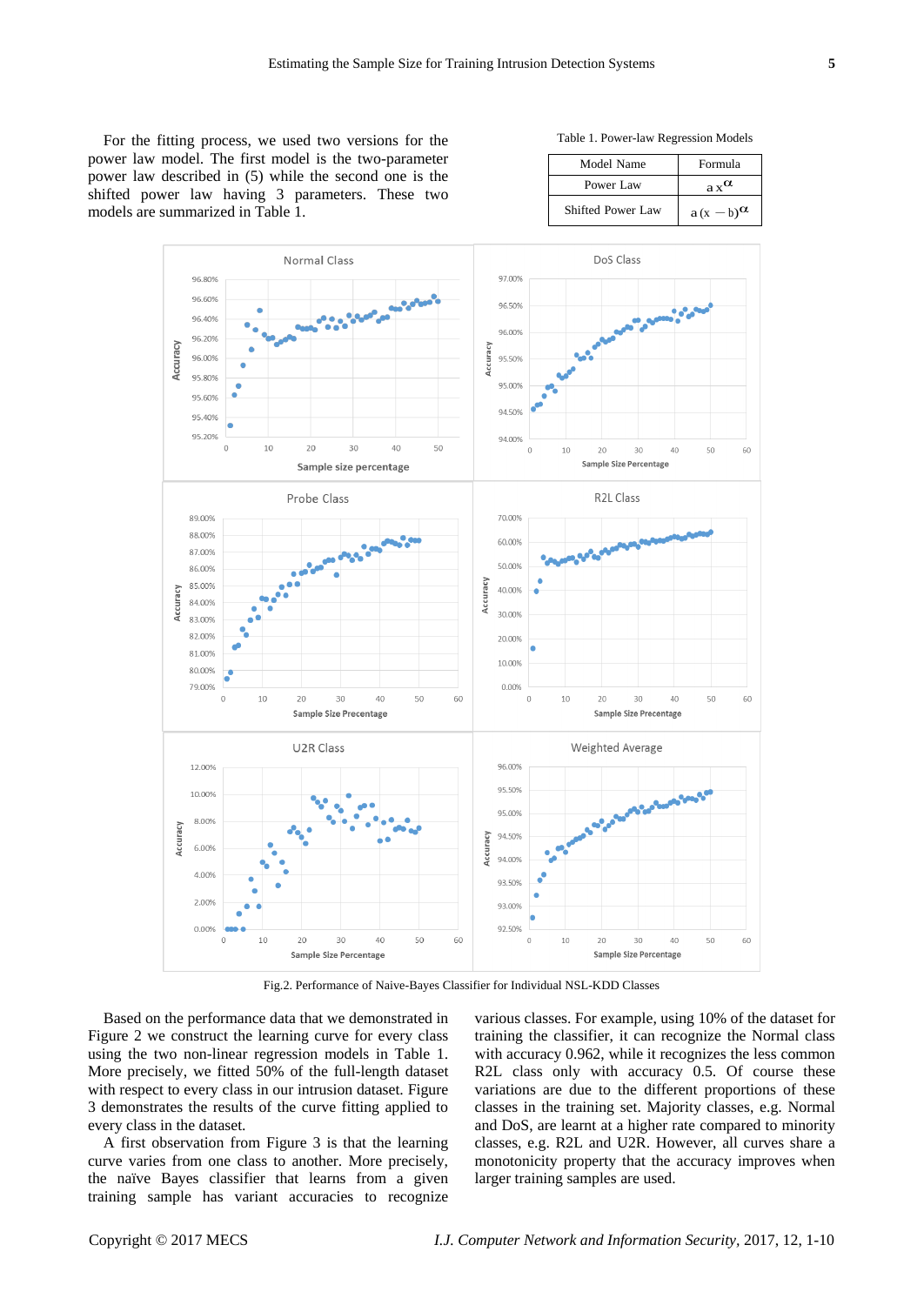For the fitting process, we used two versions for the power law model. The first model is the two-parameter power law described in (5) while the second one is the shifted power law having 3 parameters. These two models are summarized in Table 1.

Table 1. Power-law Regression Models

| Model Name | Formula |
|---|---|
| Power Law | $a\,x^{\alpha}$ |
| Shifted Power Law | $a\,(x - b)^{\alpha}$ |

Fig.2. Performance of Naive-Bayes Classifier for Individual NSL-KDD Classes

Based on the performance data that we demonstrated in Figure 2 we construct the learning curve for every class using the two non-linear regression models in Table 1. More precisely, we fitted 50% of the full-length dataset with respect to every class in our intrusion dataset. Figure 3 demonstrates the results of the curve fitting applied to every class in the dataset.

A first observation from Figure 3 is that the learning curve varies from one class to another. More precisely, the naïve Bayes classifier that learns from a given training sample has variant accuracies to recognize various classes. For example, using 10% of the dataset for training the classifier, it can recognize the Normal class with accuracy 0.962, while it recognizes the less common R2L class only with accuracy 0.5. Of course these variations are due to the different proportions of these classes in the training set. Majority classes, e.g. Normal and DoS, are learnt at a higher rate compared to minority classes, e.g. R2L and U2R. However, all curves share a monotonicity property that the accuracy improves when larger training samples are used.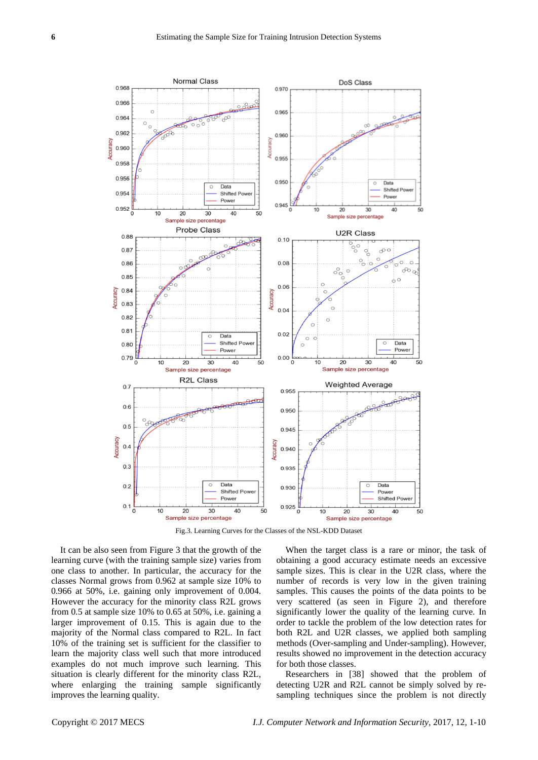Fig.3. Learning Curves for the Classes of the NSL-KDD Dataset

It can be also seen from Figure 3 that the growth of the learning curve (with the training sample size) varies from one class to another. In particular, the accuracy for the classes Normal grows from 0.962 at sample size 10% to 0.966 at 50%, i.e. gaining only improvement of 0.004. However the accuracy for the minority class R2L grows from 0.5 at sample size 10% to 0.65 at 50%, i.e. gaining a larger improvement of 0.15. This is again due to the majority of the Normal class compared to R2L. In fact 10% of the training set is sufficient for the classifier to learn the majority class well such that more introduced examples do not much improve such learning. This situation is clearly different for the minority class R2L, where enlarging the training sample significantly improves the learning quality.

When the target class is a rare or minor, the task of obtaining a good accuracy estimate needs an excessive sample size. This is clear in the U2R class, where the number of records is very low in the given training samples. This causes the points of the data points to be very scattered (as seen in Figure 2), and therefore significantly lower the quality of the learning curve. In order to tackle the problem of the low detection rates for both R2L and U2R classes, we applied both sampling methods (Over-sampling and Under-sampling). However, results showed no improvement in the detection accuracy for both those classes.

Researchers in [38] showed that the problem of detecting U2R and R2L cannot be simply solved by re-sampling techniques since the problem is not directly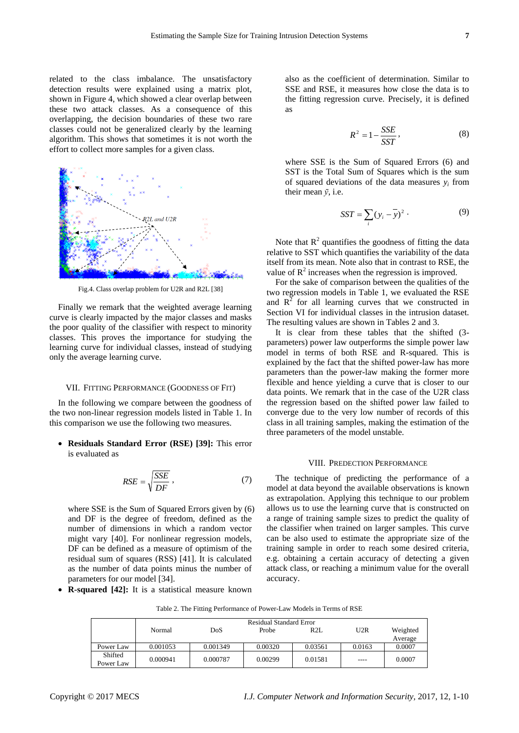related to the class imbalance. The unsatisfactory detection results were explained using a matrix plot, shown in Figure 4, which showed a clear overlap between these two attack classes. As a consequence of this overlapping, the decision boundaries of these two rare classes could not be generalized clearly by the learning algorithm. This shows that sometimes it is not worth the effort to collect more samples for a given class.

Fig.4. Class overlap problem for U2R and R2L [38]

Finally we remark that the weighted average learning curve is clearly impacted by the major classes and masks the poor quality of the classifier with respect to minority classes. This proves the importance for studying the learning curve for individual classes, instead of studying only the average learning curve.

## VII. Fitting Performance (Goodness of Fit)

In the following we compare between the goodness of the two non-linear regression models listed in Table 1. In this comparison we use the following two measures.

- **Residuals Standard Error (RSE) [39]:** This error is evaluated as

$$RSE = \sqrt{\frac{SSE}{DF}}, \tag{7}$$

  where SSE is the Sum of Squared Errors given by (6) and DF is the degree of freedom, defined as the number of dimensions in which a random vector might vary [40]. For nonlinear regression models, DF can be defined as a measure of optimism of the residual sum of squares (RSS) [41]. It is calculated as the number of data points minus the number of parameters for our model [34].
- **R-squared [42]:** It is a statistical measure known also as the coefficient of determination. Similar to SSE and RSE, it measures how close the data is to the fitting regression curve. Precisely, it is defined as

$$R^2 = 1 - \frac{SSE}{SST}, \tag{8}$$

  where SSE is the Sum of Squared Errors (6) and SST is the Total Sum of Squares which is the sum of squared deviations of the data measures $y_i$ from their mean $\bar{y}$, i.e.

$$SST = \sum_i (y_i - \bar{y})^2 . \tag{9}$$

Note that $R^2$ quantifies the goodness of fitting the data relative to SST which quantifies the variability of the data itself from its mean. Note also that in contrast to RSE, the value of $R^2$ increases when the regression is improved.

For the sake of comparison between the qualities of the two regression models in Table 1, we evaluated the RSE and $R^2$ for all learning curves that we constructed in Section VI for individual classes in the intrusion dataset. The resulting values are shown in Tables 2 and 3.

It is clear from these tables that the shifted (3-parameters) power law outperforms the simple power law model in terms of both RSE and R-squared. This is explained by the fact that the shifted power-law has more parameters than the power-law making the former more flexible and hence yielding a curve that is closer to our data points. We remark that in the case of the U2R class the regression based on the shifted power law failed to converge due to the very low number of records of this class in all training samples, making the estimation of the three parameters of the model unstable.

## VIII. Predection Performance

The technique of predicting the performance of a model at data beyond the available observations is known as extrapolation. Applying this technique to our problem allows us to use the learning curve that is constructed on a range of training sample sizes to predict the quality of the classifier when trained on larger samples. This curve can be also used to estimate the appropriate size of the training sample in order to reach some desired criteria, e.g. obtaining a certain accuracy of detecting a given attack class, or reaching a minimum value for the overall accuracy.

Table 2. The Fitting Performance of Power-Law Models in Terms of RSE

| | Residual Standard Error | | | | | |
|---|---|---|---|---|---|---|
| | Normal | DoS | Probe | R2L | U2R | Weighted Average |
| Power Law | 0.001053 | 0.001349 | 0.00320 | 0.03561 | 0.0163 | 0.0007 |
| Shifted Power Law | 0.000941 | 0.000787 | 0.00299 | 0.01581 | ---- | 0.0007 |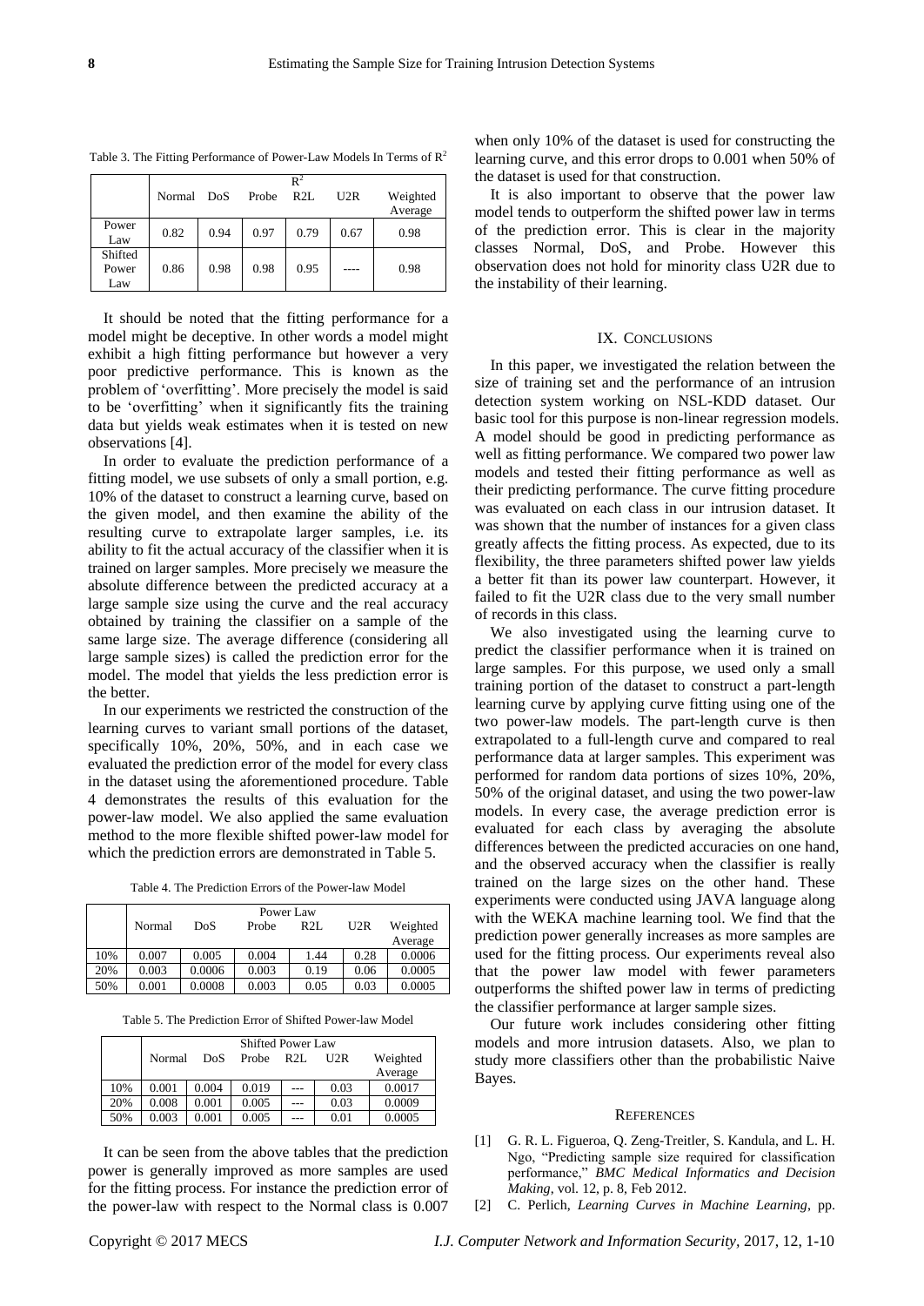Table 3. The Fitting Performance of Power-Law Models In Terms of $R^2$

| | $R^2$ | | | | | |
|---|---|---|---|---|---|---|
| | Normal | DoS | Probe | R2L | U2R | Weighted Average |
| Power Law | 0.82 | 0.94 | 0.97 | 0.79 | 0.67 | 0.98 |
| Shifted Power Law | 0.86 | 0.98 | 0.98 | 0.95 | ---- | 0.98 |

It should be noted that the fitting performance for a model might be deceptive. In other words a model might exhibit a high fitting performance but however a very poor predictive performance. This is known as the problem of 'overfitting'. More precisely the model is said to be 'overfitting' when it significantly fits the training data but yields weak estimates when it is tested on new observations [4].

In order to evaluate the prediction performance of a fitting model, we use subsets of only a small portion, e.g. 10% of the dataset to construct a learning curve, based on the given model, and then examine the ability of the resulting curve to extrapolate larger samples, i.e. its ability to fit the actual accuracy of the classifier when it is trained on larger samples. More precisely we measure the absolute difference between the predicted accuracy at a large sample size using the curve and the real accuracy obtained by training the classifier on a sample of the same large size. The average difference (considering all large sample sizes) is called the prediction error for the model. The model that yields the less prediction error is the better.

In our experiments we restricted the construction of the learning curves to variant small portions of the dataset, specifically 10%, 20%, 50%, and in each case we evaluated the prediction error of the model for every class in the dataset using the aforementioned procedure. Table 4 demonstrates the results of this evaluation for the power-law model. We also applied the same evaluation method to the more flexible shifted power-law model for which the prediction errors are demonstrated in Table 5.

Table 4. The Prediction Errors of the Power-law Model

| | Power Law | | | | | |
|---|---|---|---|---|---|---|
| | Normal | DoS | Probe | R2L | U2R | Weighted Average |
| 10% | 0.007 | 0.005 | 0.004 | 1.44 | 0.28 | 0.0006 |
| 20% | 0.003 | 0.0006 | 0.003 | 0.19 | 0.06 | 0.0005 |
| 50% | 0.001 | 0.0008 | 0.003 | 0.05 | 0.03 | 0.0005 |

Table 5. The Prediction Error of Shifted Power-law Model

| | Shifted Power Law | | | | | |
|---|---|---|---|---|---|---|
| | Normal | DoS | Probe | R2L | U2R | Weighted Average |
| 10% | 0.001 | 0.004 | 0.019 | --- | 0.03 | 0.0017 |
| 20% | 0.008 | 0.001 | 0.005 | --- | 0.03 | 0.0009 |
| 50% | 0.003 | 0.001 | 0.005 | --- | 0.01 | 0.0005 |

It can be seen from the above tables that the prediction power is generally improved as more samples are used for the fitting process. For instance the prediction error of the power-law with respect to the Normal class is 0.007 when only 10% of the dataset is used for constructing the learning curve, and this error drops to 0.001 when 50% of the dataset is used for that construction.

It is also important to observe that the power law model tends to outperform the shifted power law in terms of the prediction error. This is clear in the majority classes Normal, DoS, and Probe. However this observation does not hold for minority class U2R due to the instability of their learning.

## IX. Conclusions

In this paper, we investigated the relation between the size of training set and the performance of an intrusion detection system working on NSL-KDD dataset. Our basic tool for this purpose is non-linear regression models. A model should be good in predicting performance as well as fitting performance. We compared two power law models and tested their fitting performance as well as their predicting performance. The curve fitting procedure was evaluated on each class in our intrusion dataset. It was shown that the number of instances for a given class greatly affects the fitting process. As expected, due to its flexibility, the three parameters shifted power law yields a better fit than its power law counterpart. However, it failed to fit the U2R class due to the very small number of records in this class.

We also investigated using the learning curve to predict the classifier performance when it is trained on large samples. For this purpose, we used only a small training portion of the dataset to construct a part-length learning curve by applying curve fitting using one of the two power-law models. The part-length curve is then extrapolated to a full-length curve and compared to real performance data at larger samples. This experiment was performed for random data portions of sizes 10%, 20%, 50% of the original dataset, and using the two power-law models. In every case, the average prediction error is evaluated for each class by averaging the absolute differences between the predicted accuracies on one hand, and the observed accuracy when the classifier is really trained on the large sizes on the other hand. These experiments were conducted using JAVA language along with the WEKA machine learning tool. We find that the prediction power generally increases as more samples are used for the fitting process. Our experiments reveal also that the power law model with fewer parameters outperforms the shifted power law in terms of predicting the classifier performance at larger sample sizes.

Our future work includes considering other fitting models and more intrusion datasets. Also, we plan to study more classifiers other than the probabilistic Naive Bayes.

## References

[1] G. R. L. Figueroa, Q. Zeng-Treitler, S. Kandula, and L. H. Ngo, "Predicting sample size required for classification performance," *BMC Medical Informatics and Decision Making*, vol. 12, p. 8, Feb 2012.

[2] C. Perlich, *Learning Curves in Machine Learning*, pp.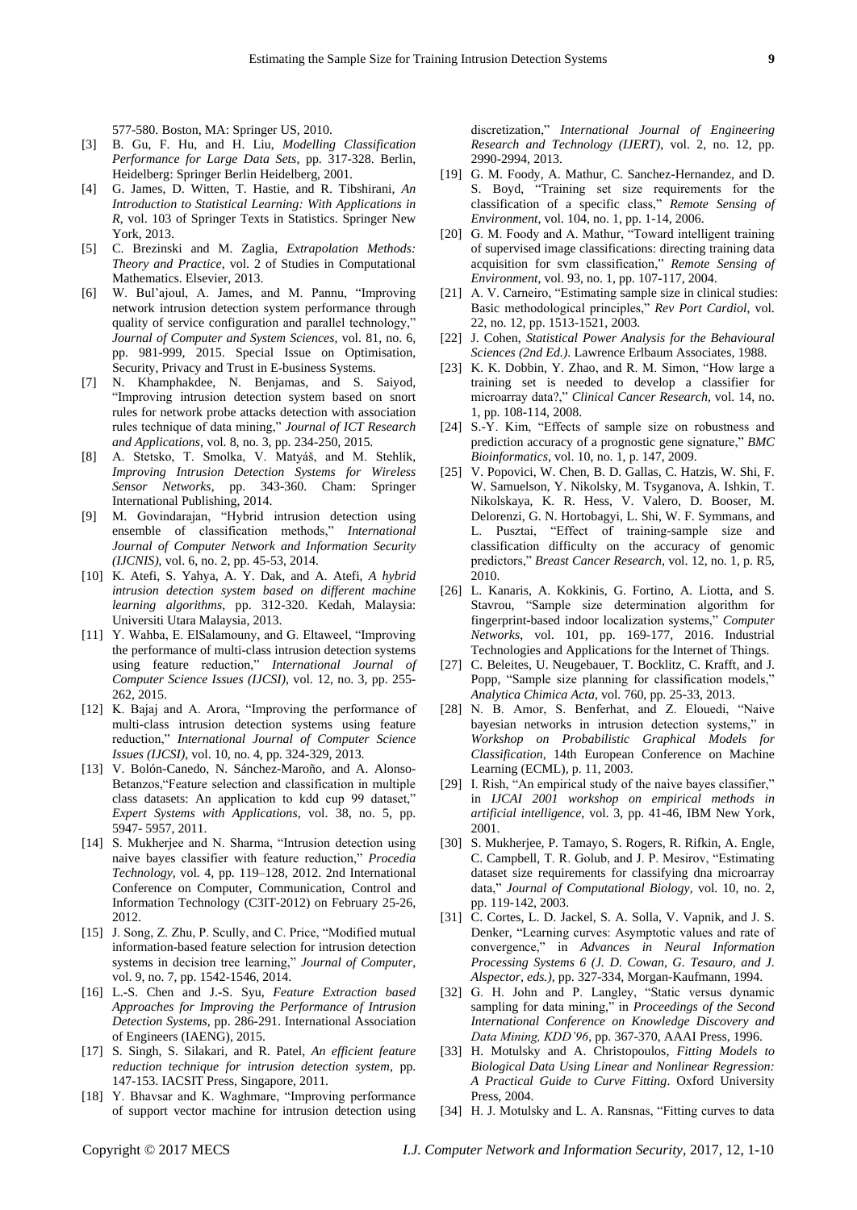577-580. Boston, MA: Springer US, 2010.

[3] B. Gu, F. Hu, and H. Liu, *Modelling Classification Performance for Large Data Sets*, pp. 317-328. Berlin, Heidelberg: Springer Berlin Heidelberg, 2001.

[4] G. James, D. Witten, T. Hastie, and R. Tibshirani, *An Introduction to Statistical Learning: With Applications in R*, vol. 103 of Springer Texts in Statistics. Springer New York, 2013.

[5] C. Brezinski and M. Zaglia, *Extrapolation Methods: Theory and Practice*, vol. 2 of Studies in Computational Mathematics. Elsevier, 2013.

[6] W. Bul'ajoul, A. James, and M. Pannu, "Improving network intrusion detection system performance through quality of service configuration and parallel technology," *Journal of Computer and System Sciences*, vol. 81, no. 6, pp. 981-999, 2015. Special Issue on Optimisation, Security, Privacy and Trust in E-business Systems.

[7] N. Khamphakdee, N. Benjamas, and S. Saiyod, "Improving intrusion detection system based on snort rules for network probe attacks detection with association rules technique of data mining," *Journal of ICT Research and Applications*, vol. 8, no. 3, pp. 234-250, 2015.

[8] A. Stetsko, T. Smolka, V. Matyáš, and M. Stehlík, *Improving Intrusion Detection Systems for Wireless Sensor Networks*, pp. 343-360. Cham: Springer International Publishing, 2014.

[9] M. Govindarajan, "Hybrid intrusion detection using ensemble of classification methods," *International Journal of Computer Network and Information Security (IJCNIS)*, vol. 6, no. 2, pp. 45-53, 2014.

[10] K. Atefi, S. Yahya, A. Y. Dak, and A. Atefi, *A hybrid intrusion detection system based on different machine learning algorithms*, pp. 312-320. Kedah, Malaysia: Universiti Utara Malaysia, 2013.

[11] Y. Wahba, E. ElSalamouny, and G. Eltaweel, "Improving the performance of multi-class intrusion detection systems using feature reduction," *International Journal of Computer Science Issues (IJCSI)*, vol. 12, no. 3, pp. 255-262, 2015.

[12] K. Bajaj and A. Arora, "Improving the performance of multi-class intrusion detection systems using feature reduction," *International Journal of Computer Science Issues (IJCSI)*, vol. 10, no. 4, pp. 324-329, 2013.

[13] V. Bolón-Canedo, N. Sánchez-Maroño, and A. Alonso-Betanzos,"Feature selection and classification in multiple class datasets: An application to kdd cup 99 dataset," *Expert Systems with Applications*, vol. 38, no. 5, pp. 5947- 5957, 2011.

[14] S. Mukherjee and N. Sharma, "Intrusion detection using naive bayes classifier with feature reduction," *Procedia Technology*, vol. 4, pp. 119–128, 2012. 2nd International Conference on Computer, Communication, Control and Information Technology (C3IT-2012) on February 25-26, 2012.

[15] J. Song, Z. Zhu, P. Scully, and C. Price, "Modified mutual information-based feature selection for intrusion detection systems in decision tree learning," *Journal of Computer*, vol. 9, no. 7, pp. 1542-1546, 2014.

[16] L.-S. Chen and J.-S. Syu, *Feature Extraction based Approaches for Improving the Performance of Intrusion Detection Systems*, pp. 286-291. International Association of Engineers (IAENG), 2015.

[17] S. Singh, S. Silakari, and R. Patel, *An efficient feature reduction technique for intrusion detection system*, pp. 147-153. IACSIT Press, Singapore, 2011.

[18] Y. Bhavsar and K. Waghmare, "Improving performance of support vector machine for intrusion detection using discretization," *International Journal of Engineering Research and Technology (IJERT)*, vol. 2, no. 12, pp. 2990-2994, 2013.

[19] G. M. Foody, A. Mathur, C. Sanchez-Hernandez, and D. S. Boyd, "Training set size requirements for the classification of a specific class," *Remote Sensing of Environment*, vol. 104, no. 1, pp. 1-14, 2006.

[20] G. M. Foody and A. Mathur, "Toward intelligent training of supervised image classifications: directing training data acquisition for svm classification," *Remote Sensing of Environment*, vol. 93, no. 1, pp. 107-117, 2004.

[21] A. V. Carneiro, "Estimating sample size in clinical studies: Basic methodological principles," *Rev Port Cardiol*, vol. 22, no. 12, pp. 1513-1521, 2003.

[22] J. Cohen, *Statistical Power Analysis for the Behavioural Sciences (2nd Ed.)*. Lawrence Erlbaum Associates, 1988.

[23] K. K. Dobbin, Y. Zhao, and R. M. Simon, "How large a training set is needed to develop a classifier for microarray data?," *Clinical Cancer Research*, vol. 14, no. 1, pp. 108-114, 2008.

[24] S.-Y. Kim, "Effects of sample size on robustness and prediction accuracy of a prognostic gene signature," *BMC Bioinformatics*, vol. 10, no. 1, p. 147, 2009.

[25] V. Popovici, W. Chen, B. D. Gallas, C. Hatzis, W. Shi, F. W. Samuelson, Y. Nikolsky, M. Tsyganova, A. Ishkin, T. Nikolskaya, K. R. Hess, V. Valero, D. Booser, M. Delorenzi, G. N. Hortobagyi, L. Shi, W. F. Symmans, and L. Pusztai, "Effect of training-sample size and classification difficulty on the accuracy of genomic predictors," *Breast Cancer Research*, vol. 12, no. 1, p. R5, 2010.

[26] L. Kanaris, A. Kokkinis, G. Fortino, A. Liotta, and S. Stavrou, "Sample size determination algorithm for fingerprint-based indoor localization systems," *Computer Networks*, vol. 101, pp. 169-177, 2016. Industrial Technologies and Applications for the Internet of Things.

[27] C. Beleites, U. Neugebauer, T. Bocklitz, C. Krafft, and J. Popp, "Sample size planning for classification models," *Analytica Chimica Acta*, vol. 760, pp. 25-33, 2013.

[28] N. B. Amor, S. Benferhat, and Z. Elouedi, "Naive bayesian networks in intrusion detection systems," in *Workshop on Probabilistic Graphical Models for Classification*, 14th European Conference on Machine Learning (ECML), p. 11, 2003.

[29] I. Rish, "An empirical study of the naive bayes classifier," in *IJCAI 2001 workshop on empirical methods in artificial intelligence*, vol. 3, pp. 41-46, IBM New York, 2001.

[30] S. Mukherjee, P. Tamayo, S. Rogers, R. Rifkin, A. Engle, C. Campbell, T. R. Golub, and J. P. Mesirov, "Estimating dataset size requirements for classifying dna microarray data," *Journal of Computational Biology*, vol. 10, no. 2, pp. 119-142, 2003.

[31] C. Cortes, L. D. Jackel, S. A. Solla, V. Vapnik, and J. S. Denker, "Learning curves: Asymptotic values and rate of convergence," in *Advances in Neural Information Processing Systems 6 (J. D. Cowan, G. Tesauro, and J. Alspector, eds.)*, pp. 327-334, Morgan-Kaufmann, 1994.

[32] G. H. John and P. Langley, "Static versus dynamic sampling for data mining," in *Proceedings of the Second International Conference on Knowledge Discovery and Data Mining, KDD'96*, pp. 367-370, AAAI Press, 1996.

[33] H. Motulsky and A. Christopoulos, *Fitting Models to Biological Data Using Linear and Nonlinear Regression: A Practical Guide to Curve Fitting*. Oxford University Press, 2004.

[34] H. J. Motulsky and L. A. Ransnas, "Fitting curves to data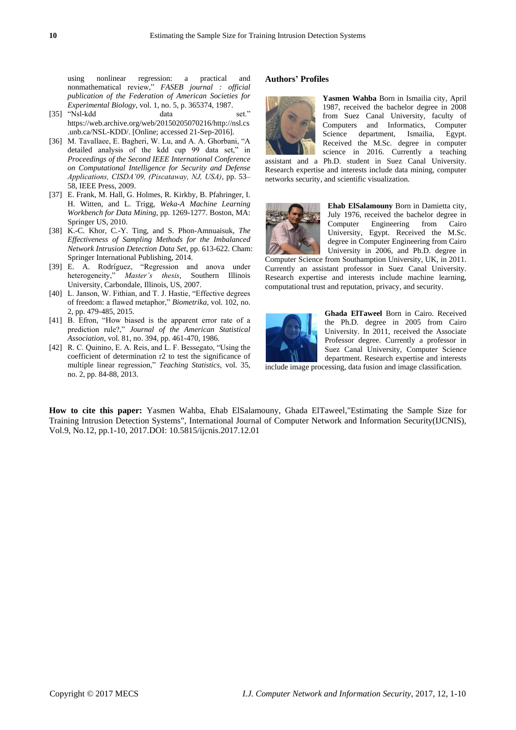using nonlinear regression: a practical and nonmathematical review," *FASEB journal : official publication of the Federation of American Societies for Experimental Biology*, vol. 1, no. 5, p. 365374, 1987.

[35] "Nsl-kdd data set." https://web.archive.org/web/20150205070216/http://nsl.cs.unb.ca/NSL-KDD/. [Online; accessed 21-Sep-2016].

[36] M. Tavallaee, E. Bagheri, W. Lu, and A. A. Ghorbani, "A detailed analysis of the kdd cup 99 data set," in *Proceedings of the Second IEEE International Conference on Computational Intelligence for Security and Defense Applications, CISDA'09, (Piscataway, NJ, USA)*, pp. 53–58, IEEE Press, 2009.

[37] E. Frank, M. Hall, G. Holmes, R. Kirkby, B. Pfahringer, I. H. Witten, and L. Trigg, *Weka-A Machine Learning Workbench for Data Mining*, pp. 1269-1277. Boston, MA: Springer US, 2010.

[38] K.-C. Khor, C.-Y. Ting, and S. Phon-Amnuaisuk, *The Effectiveness of Sampling Methods for the Imbalanced Network Intrusion Detection Data Set*, pp. 613-622. Cham: Springer International Publishing, 2014.

[39] E. A. Rodríguez, "Regression and anova under heterogeneity," *Master's thesis*, Southern Illinois University, Carbondale, Illinois, US, 2007.

[40] L. Janson, W. Fithian, and T. J. Hastie, "Effective degrees of freedom: a flawed metaphor," *Biometrika*, vol. 102, no. 2, pp. 479-485, 2015.

[41] B. Efron, "How biased is the apparent error rate of a prediction rule?," *Journal of the American Statistical Association*, vol. 81, no. 394, pp. 461-470, 1986.

[42] R. C. Quinino, E. A. Reis, and L. F. Bessegato, "Using the coefficient of determination r2 to test the significance of multiple linear regression," *Teaching Statistics*, vol. 35, no. 2, pp. 84-88, 2013.

## Authors' Profiles

**Yasmen Wahba** Born in Ismailia city, April 1987, received the bachelor degree in 2008 from Suez Canal University, faculty of Computers and Informatics, Computer Science department, Ismailia, Egypt. Received the M.Sc. degree in computer science in 2016. Currently a teaching assistant and a Ph.D. student in Suez Canal University. Research expertise and interests include data mining, computer networks security, and scientific visualization.

**Ehab ElSalamouny** Born in Damietta city, July 1976, received the bachelor degree in Computer Engineering from Cairo University, Egypt. Received the M.Sc. degree in Computer Engineering from Cairo University in 2006, and Ph.D. degree in Computer Science from Southampton University, UK, in 2011. Currently an assistant professor in Suez Canal University. Research expertise and interests include machine learning, computational trust and reputation, privacy, and security.

**Ghada ElTaweel** Born in Cairo. Received the Ph.D. degree in 2005 from Cairo University. In 2011, received the Associate Professor degree. Currently a professor in Suez Canal University, Computer Science department. Research expertise and interests include image processing, data fusion and image classification.

**How to cite this paper:** Yasmen Wahba, Ehab ElSalamouny, Ghada ElTaweel,"Estimating the Sample Size for Training Intrusion Detection Systems", International Journal of Computer Network and Information Security(IJCNIS), Vol.9, No.12, pp.1-10, 2017.DOI: 10.5815/ijcnis.2017.12.01